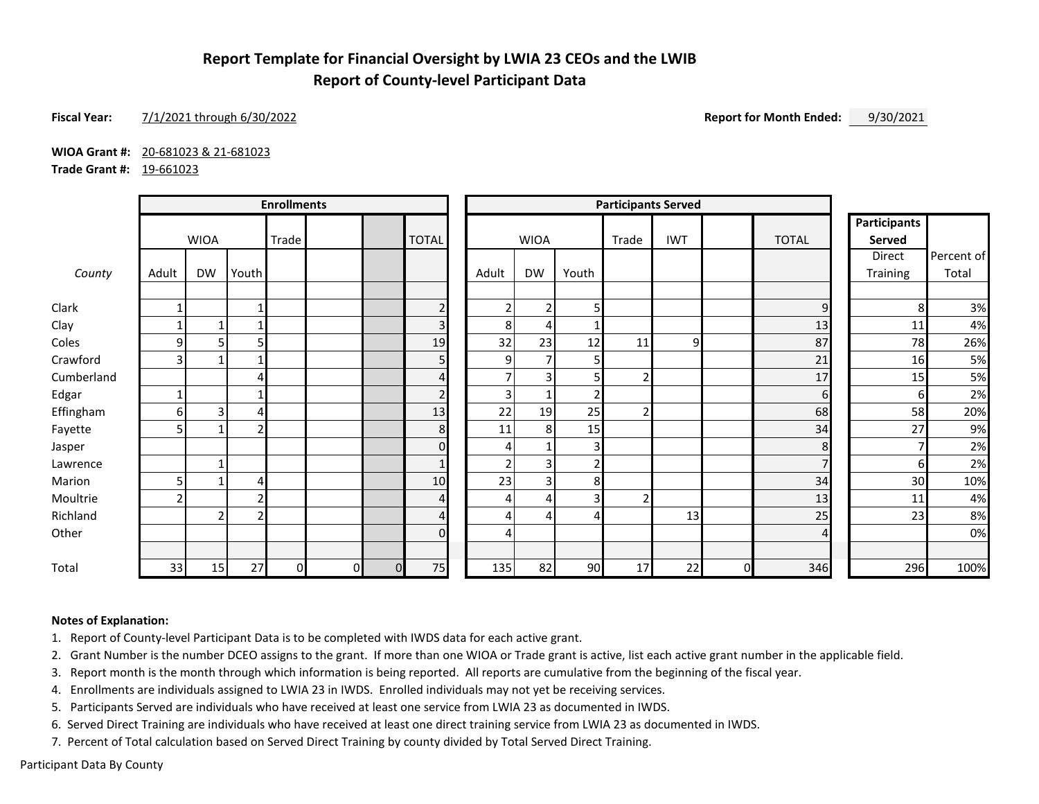# Report Template for Financial Oversight by LWIA 23 CEOs and the LWIB
## Report of County-level Participant Data

**Fiscal Year:** 7/1/2021 through 6/30/2022 **Report for Month Ended:** 9/30/2021

**WIOA Grant #:** 20-681023 & 21-681023
**Trade Grant #:** 19-661023

| | Enrollments | | | | | | | Participants Served | | | | | | | Participants Served | |
|---|---|---|---|---|---|---|---|---|---|---|---|---|---|---|---|---|
| | WIOA | | | Trade | | | TOTAL | WIOA | | | Trade | IWT | | TOTAL | Direct Training | Percent of Total |
| *County* | Adult | DW | Youth | | | | | Adult | DW | Youth | | | | | | |
| Clark | 1 | | 1 | | | | 2 | 2 | 2 | 5 | | | | 9 | 8 | 3% |
| Clay | 1 | 1 | 1 | | | | 3 | 8 | 4 | 1 | | | | 13 | 11 | 4% |
| Coles | 9 | 5 | 5 | | | | 19 | 32 | 23 | 12 | 11 | 9 | | 87 | 78 | 26% |
| Crawford | 3 | 1 | 1 | | | | 5 | 9 | 7 | 5 | | | | 21 | 16 | 5% |
| Cumberland | | | 4 | | | | 4 | 7 | 3 | 5 | 2 | | | 17 | 15 | 5% |
| Edgar | 1 | | 1 | | | | 2 | 3 | 1 | 2 | | | | 6 | 6 | 2% |
| Effingham | 6 | 3 | 4 | | | | 13 | 22 | 19 | 25 | 2 | | | 68 | 58 | 20% |
| Fayette | 5 | 1 | 2 | | | | 8 | 11 | 8 | 15 | | | | 34 | 27 | 9% |
| Jasper | | | | | | | 0 | 4 | 1 | 3 | | | | 8 | 7 | 2% |
| Lawrence | | 1 | | | | | 1 | 2 | 3 | 2 | | | | 7 | 6 | 2% |
| Marion | 5 | 1 | 4 | | | | 10 | 23 | 3 | 8 | | | | 34 | 30 | 10% |
| Moultrie | 2 | | 2 | | | | 4 | 4 | 4 | 3 | 2 | | | 13 | 11 | 4% |
| Richland | | 2 | 2 | | | | 4 | 4 | 4 | 4 | | 13 | | 25 | 23 | 8% |
| Other | | | | | | | 0 | 4 | | | | | | 4 | | 0% |
| Total | 33 | 15 | 27 | 0 | 0 | 0 | 75 | 135 | 82 | 90 | 17 | 22 | 0 | 346 | 296 | 100% |

**Notes of Explanation:**

1. Report of County-level Participant Data is to be completed with IWDS data for each active grant.
2. Grant Number is the number DCEO assigns to the grant. If more than one WIOA or Trade grant is active, list each active grant number in the applicable field.
3. Report month is the month through which information is being reported. All reports are cumulative from the beginning of the fiscal year.
4. Enrollments are individuals assigned to LWIA 23 in IWDS. Enrolled individuals may not yet be receiving services.
5. Participants Served are individuals who have received at least one service from LWIA 23 as documented in IWDS.
6. Served Direct Training are individuals who have received at least one direct training service from LWIA 23 as documented in IWDS.
7. Percent of Total calculation based on Served Direct Training by county divided by Total Served Direct Training.

Participant Data By County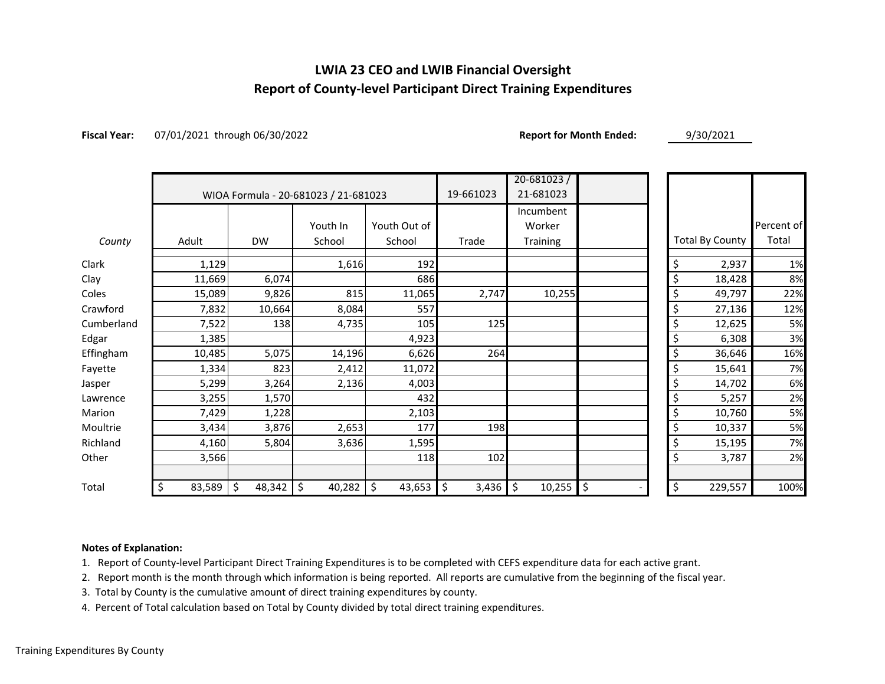# LWIA 23 CEO and LWIB Financial Oversight
## Report of County-level Participant Direct Training Expenditures

**Fiscal Year:** 07/01/2021 through 06/30/2022 **Report for Month Ended:** 9/30/2021

| | WIOA Formula - 20-681023 / 21-681023 | | | | 19-661023 | 20-681023 / 21-681023 | | | |
|---|---|---|---|---|---|---|---|---|---|
| *County* | Adult | DW | Youth In School | Youth Out of School | Trade | Incumbent Worker Training | | Total By County | Percent of Total |
| Clark | 1,129 | | 1,616 | 192 | | | | $ 2,937 | 1% |
| Clay | 11,669 | 6,074 | | 686 | | | | $ 18,428 | 8% |
| Coles | 15,089 | 9,826 | 815 | 11,065 | 2,747 | 10,255 | | $ 49,797 | 22% |
| Crawford | 7,832 | 10,664 | 8,084 | 557 | | | | $ 27,136 | 12% |
| Cumberland | 7,522 | 138 | 4,735 | 105 | 125 | | | $ 12,625 | 5% |
| Edgar | 1,385 | | | 4,923 | | | | $ 6,308 | 3% |
| Effingham | 10,485 | 5,075 | 14,196 | 6,626 | 264 | | | $ 36,646 | 16% |
| Fayette | 1,334 | 823 | 2,412 | 11,072 | | | | $ 15,641 | 7% |
| Jasper | 5,299 | 3,264 | 2,136 | 4,003 | | | | $ 14,702 | 6% |
| Lawrence | 3,255 | 1,570 | | 432 | | | | $ 5,257 | 2% |
| Marion | 7,429 | 1,228 | | 2,103 | | | | $ 10,760 | 5% |
| Moultrie | 3,434 | 3,876 | 2,653 | 177 | 198 | | | $ 10,337 | 5% |
| Richland | 4,160 | 5,804 | 3,636 | 1,595 | | | | $ 15,195 | 7% |
| Other | 3,566 | | | 118 | 102 | | | $ 3,787 | 2% |
| Total | $ 83,589 | $ 48,342 | $ 40,282 | $ 43,653 | $ 3,436 | $ 10,255 | $ - | $ 229,557 | 100% |

**Notes of Explanation:**

1. Report of County-level Participant Direct Training Expenditures is to be completed with CEFS expenditure data for each active grant.
2. Report month is the month through which information is being reported. All reports are cumulative from the beginning of the fiscal year.
3. Total by County is the cumulative amount of direct training expenditures by county.
4. Percent of Total calculation based on Total by County divided by total direct training expenditures.

Training Expenditures By County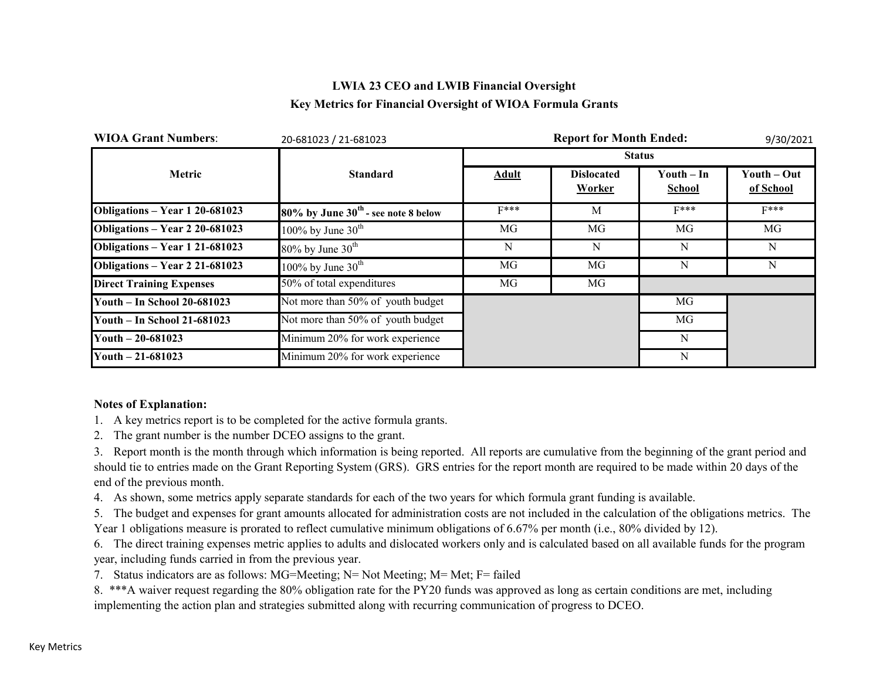**LWIA 23 CEO and LWIB Financial Oversight**

**Key Metrics for Financial Oversight of WIOA Formula Grants**

**WIOA Grant Numbers**: 20-681023 / 21-681023 **Report for Month Ended:** 9/30/2021

| Metric | Standard | Status | | | |
|---|---|---|---|---|---|
| | | <u>Adult</u> | Dislocated <u>Worker</u> | Youth – In <u>School</u> | Youth – Out <u>of School</u> |
| **Obligations – Year 1 20-681023** | **80% by June 30th - see note 8 below** | F*** | M | F*** | F*** |
| **Obligations – Year 2 20-681023** | 100% by June 30th | MG | MG | MG | MG |
| **Obligations – Year 1 21-681023** | 80% by June 30th | N | N | N | N |
| **Obligations – Year 2 21-681023** | 100% by June 30th | MG | MG | N | N |
| **Direct Training Expenses** | 50% of total expenditures | MG | MG | | |
| **Youth – In School 20-681023** | Not more than 50% of youth budget | | | MG | |
| **Youth – In School 21-681023** | Not more than 50% of youth budget | | | MG | |
| **Youth – 20-681023** | Minimum 20% for work experience | | | N | |
| **Youth – 21-681023** | Minimum 20% for work experience | | | N | |

**Notes of Explanation:**

1. A key metrics report is to be completed for the active formula grants.
2. The grant number is the number DCEO assigns to the grant.
3. Report month is the month through which information is being reported. All reports are cumulative from the beginning of the grant period and should tie to entries made on the Grant Reporting System (GRS). GRS entries for the report month are required to be made within 20 days of the end of the previous month.
4. As shown, some metrics apply separate standards for each of the two years for which formula grant funding is available.
5. The budget and expenses for grant amounts allocated for administration costs are not included in the calculation of the obligations metrics. The Year 1 obligations measure is prorated to reflect cumulative minimum obligations of 6.67% per month (i.e., 80% divided by 12).
6. The direct training expenses metric applies to adults and dislocated workers only and is calculated based on all available funds for the program year, including funds carried in from the previous year.
7. Status indicators are as follows: MG=Meeting; N= Not Meeting; M= Met; F= failed
8. ***A waiver request regarding the 80% obligation rate for the PY20 funds was approved as long as certain conditions are met, including implementing the action plan and strategies submitted along with recurring communication of progress to DCEO.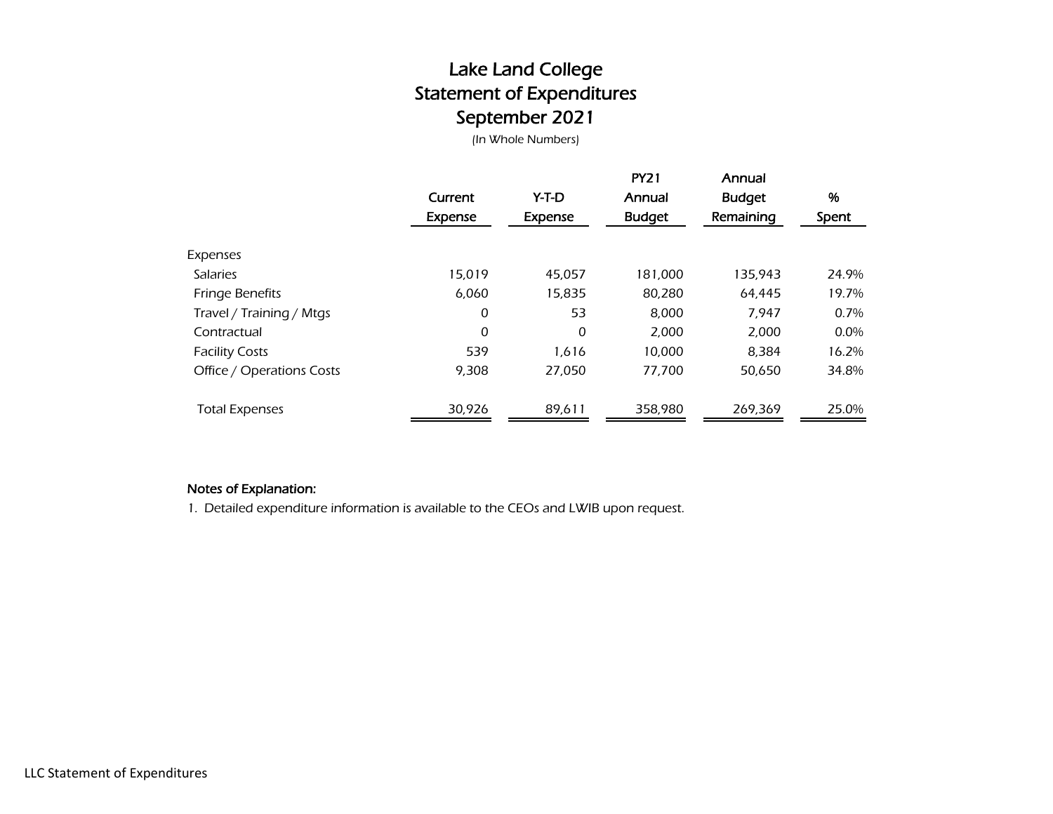# Lake Land College
## Statement of Expenditures
## September 2021

*(In Whole Numbers)*

| | Current Expense | Y-T-D Expense | PY21 Annual Budget | Annual Budget Remaining | % Spent |
|---|---|---|---|---|---|
| Expenses | | | | | |
| Salaries | 15,019 | 45,057 | 181,000 | 135,943 | 24.9% |
| Fringe Benefits | 6,060 | 15,835 | 80,280 | 64,445 | 19.7% |
| Travel / Training / Mtgs | 0 | 53 | 8,000 | 7,947 | 0.7% |
| Contractual | 0 | 0 | 2,000 | 2,000 | 0.0% |
| Facility Costs | 539 | 1,616 | 10,000 | 8,384 | 16.2% |
| Office / Operations Costs | 9,308 | 27,050 | 77,700 | 50,650 | 34.8% |
| Total Expenses | 30,926 | 89,611 | 358,980 | 269,369 | 25.0% |

**Notes of Explanation:**

1. Detailed expenditure information is available to the CEOs and LWIB upon request.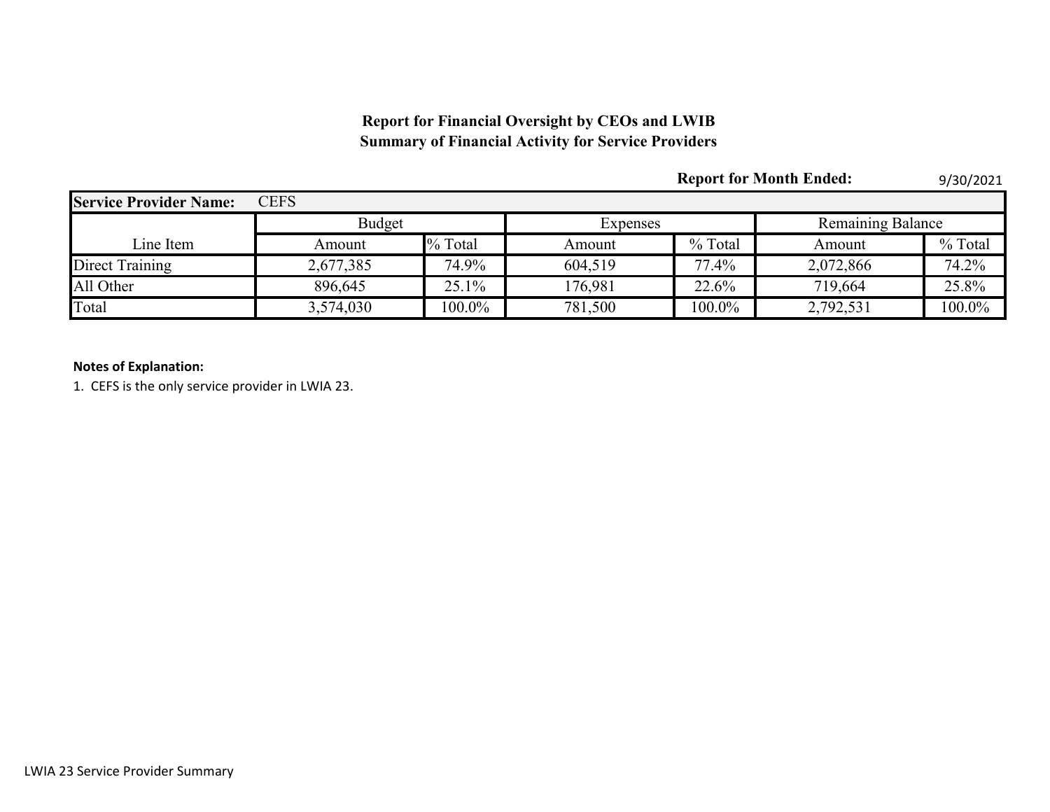**Report for Financial Oversight by CEOs and LWIB**
**Summary of Financial Activity for Service Providers**

**Report for Month Ended:** 9/30/2021

| **Service Provider Name:** | CEFS | | | | | |
|---|---|---|---|---|---|---|
| | Budget | | Expenses | | Remaining Balance | |
| Line Item | Amount | % Total | Amount | % Total | Amount | % Total |
| Direct Training | 2,677,385 | 74.9% | 604,519 | 77.4% | 2,072,866 | 74.2% |
| All Other | 896,645 | 25.1% | 176,981 | 22.6% | 719,664 | 25.8% |
| Total | 3,574,030 | 100.0% | 781,500 | 100.0% | 2,792,531 | 100.0% |

**Notes of Explanation:**

1. CEFS is the only service provider in LWIA 23.

LWIA 23 Service Provider Summary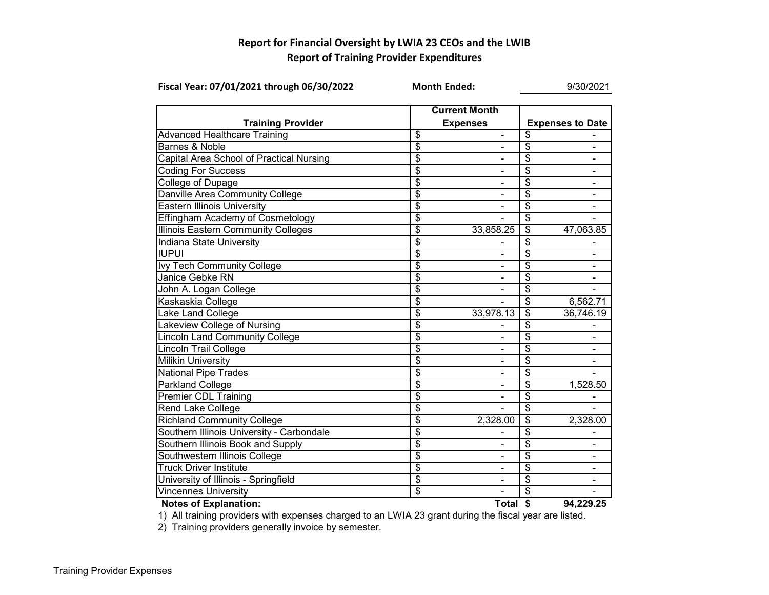## Report for Financial Oversight by LWIA 23 CEOs and the LWIB
## Report of Training Provider Expenditures

**Fiscal Year: 07/01/2021 through 06/30/2022** **Month Ended:** 9/30/2021

| Training Provider | Current Month Expenses | Expenses to Date |
|---|---|---|
| Advanced Healthcare Training | $ - | $ - |
| Barnes & Noble | $ - | $ - |
| Capital Area School of Practical Nursing | $ - | $ - |
| Coding For Success | $ - | $ - |
| College of Dupage | $ - | $ - |
| Danville Area Community College | $ - | $ - |
| Eastern Illinois University | $ - | $ - |
| Effingham Academy of Cosmetology | $ - | $ - |
| Illinois Eastern Community Colleges | $ 33,858.25 | $ 47,063.85 |
| Indiana State University | $ - | $ - |
| IUPUI | $ - | $ - |
| Ivy Tech Community College | $ - | $ - |
| Janice Gebke RN | $ - | $ - |
| John A. Logan College | $ - | $ - |
| Kaskaskia College | $ - | $ 6,562.71 |
| Lake Land College | $ 33,978.13 | $ 36,746.19 |
| Lakeview College of Nursing | $ - | $ - |
| Lincoln Land Community College | $ - | $ - |
| Lincoln Trail College | $ - | $ - |
| Milikin University | $ - | $ - |
| National Pipe Trades | $ - | $ - |
| Parkland College | $ - | $ 1,528.50 |
| Premier CDL Training | $ - | $ - |
| Rend Lake College | $ - | $ - |
| Richland Community College | $ 2,328.00 | $ 2,328.00 |
| Southern Illinois University - Carbondale | $ - | $ - |
| Southern Illinois Book and Supply | $ - | $ - |
| Southwestern Illinois College | $ - | $ - |
| Truck Driver Institute | $ - | $ - |
| University of Illinois - Springfield | $ - | $ - |
| Vincennes University | $ - | $ - |
| | **Total** | **$ 94,229.25** |

**Notes of Explanation:**

1) All training providers with expenses charged to an LWIA 23 grant during the fiscal year are listed.

2) Training providers generally invoice by semester.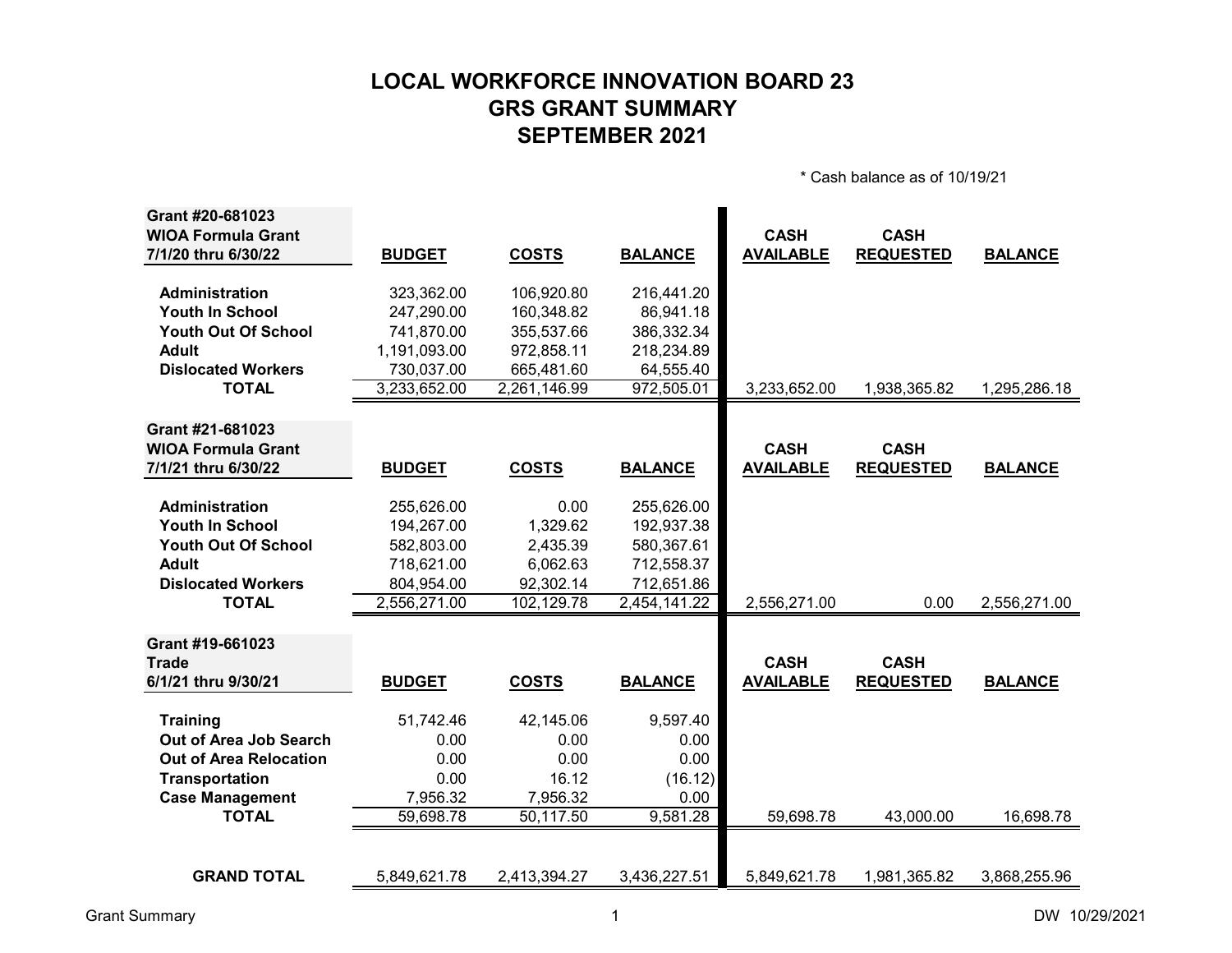# LOCAL WORKFORCE INNOVATION BOARD 23
# GRS GRANT SUMMARY
# SEPTEMBER 2021

\* Cash balance as of 10/19/21

| Grant #20-681023 WIOA Formula Grant 7/1/20 thru 6/30/22 | BUDGET | COSTS | BALANCE | CASH AVAILABLE | CASH REQUESTED | BALANCE |
|---|---|---|---|---|---|---|
| Administration | 323,362.00 | 106,920.80 | 216,441.20 | | | |
| Youth In School | 247,290.00 | 160,348.82 | 86,941.18 | | | |
| Youth Out Of School | 741,870.00 | 355,537.66 | 386,332.34 | | | |
| Adult | 1,191,093.00 | 972,858.11 | 218,234.89 | | | |
| Dislocated Workers | 730,037.00 | 665,481.60 | 64,555.40 | | | |
| **TOTAL** | 3,233,652.00 | 2,261,146.99 | 972,505.01 | 3,233,652.00 | 1,938,365.82 | 1,295,286.18 |

| Grant #21-681023 WIOA Formula Grant 7/1/21 thru 6/30/22 | BUDGET | COSTS | BALANCE | CASH AVAILABLE | CASH REQUESTED | BALANCE |
|---|---|---|---|---|---|---|
| Administration | 255,626.00 | 0.00 | 255,626.00 | | | |
| Youth In School | 194,267.00 | 1,329.62 | 192,937.38 | | | |
| Youth Out Of School | 582,803.00 | 2,435.39 | 580,367.61 | | | |
| Adult | 718,621.00 | 6,062.63 | 712,558.37 | | | |
| Dislocated Workers | 804,954.00 | 92,302.14 | 712,651.86 | | | |
| **TOTAL** | 2,556,271.00 | 102,129.78 | 2,454,141.22 | 2,556,271.00 | 0.00 | 2,556,271.00 |

| Grant #19-661023 Trade 6/1/21 thru 9/30/21 | BUDGET | COSTS | BALANCE | CASH AVAILABLE | CASH REQUESTED | BALANCE |
|---|---|---|---|---|---|---|
| Training | 51,742.46 | 42,145.06 | 9,597.40 | | | |
| Out of Area Job Search | 0.00 | 0.00 | 0.00 | | | |
| Out of Area Relocation | 0.00 | 0.00 | 0.00 | | | |
| Transportation | 0.00 | 16.12 | (16.12) | | | |
| Case Management | 7,956.32 | 7,956.32 | 0.00 | | | |
| **TOTAL** | 59,698.78 | 50,117.50 | 9,581.28 | 59,698.78 | 43,000.00 | 16,698.78 |
| **GRAND TOTAL** | 5,849,621.78 | 2,413,394.27 | 3,436,227.51 | 5,849,621.78 | 1,981,365.82 | 3,868,255.96 |

Grant Summary

DW 10/29/2021